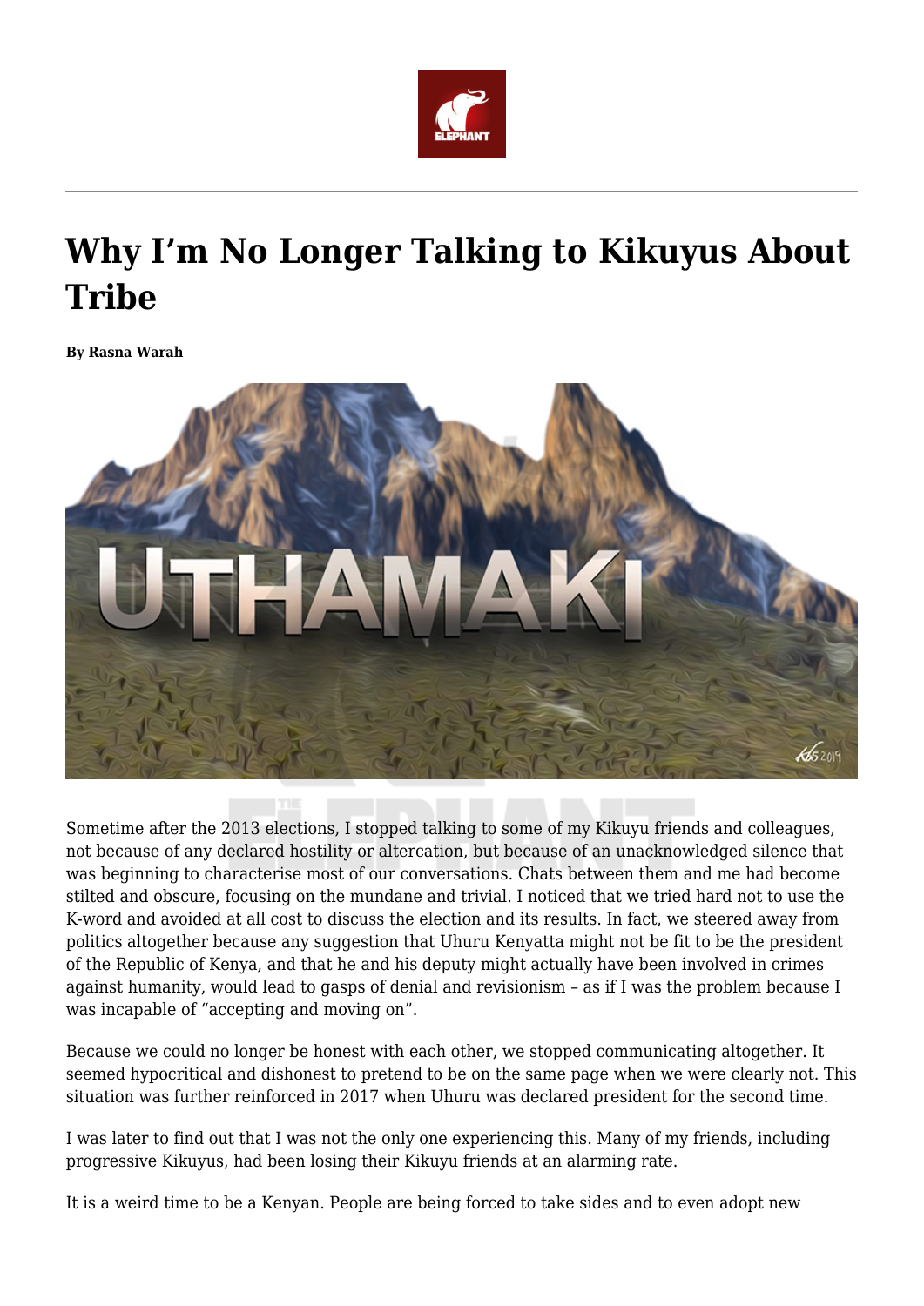# Why I'm No Longer Talking to Kikuyus About Tribe

**By Rasna Warah**

Sometime after the 2013 elections, I stopped talking to some of my Kikuyu friends and colleagues, not because of any declared hostility or altercation, but because of an unacknowledged silence that was beginning to characterise most of our conversations. Chats between them and me had become stilted and obscure, focusing on the mundane and trivial. I noticed that we tried hard not to use the K-word and avoided at all cost to discuss the election and its results. In fact, we steered away from politics altogether because any suggestion that Uhuru Kenyatta might not be fit to be the president of the Republic of Kenya, and that he and his deputy might actually have been involved in crimes against humanity, would lead to gasps of denial and revisionism – as if I was the problem because I was incapable of "accepting and moving on".

Because we could no longer be honest with each other, we stopped communicating altogether. It seemed hypocritical and dishonest to pretend to be on the same page when we were clearly not. This situation was further reinforced in 2017 when Uhuru was declared president for the second time.

I was later to find out that I was not the only one experiencing this. Many of my friends, including progressive Kikuyus, had been losing their Kikuyu friends at an alarming rate.

It is a weird time to be a Kenyan. People are being forced to take sides and to even adopt new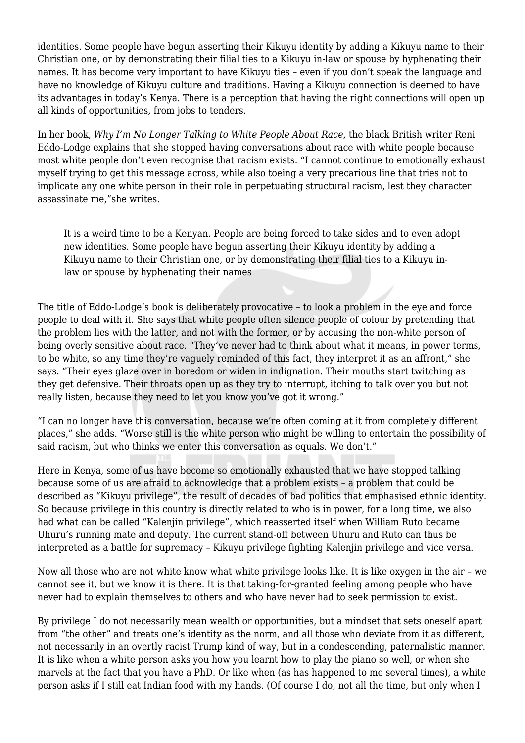identities. Some people have begun asserting their Kikuyu identity by adding a Kikuyu name to their Christian one, or by demonstrating their filial ties to a Kikuyu in-law or spouse by hyphenating their names. It has become very important to have Kikuyu ties – even if you don't speak the language and have no knowledge of Kikuyu culture and traditions. Having a Kikuyu connection is deemed to have its advantages in today's Kenya. There is a perception that having the right connections will open up all kinds of opportunities, from jobs to tenders.

In her book, *Why I'm No Longer Talking to White People About Race*, the black British writer Reni Eddo-Lodge explains that she stopped having conversations about race with white people because most white people don't even recognise that racism exists. "I cannot continue to emotionally exhaust myself trying to get this message across, while also toeing a very precarious line that tries not to implicate any one white person in their role in perpetuating structural racism, lest they character assassinate me,"she writes.

> It is a weird time to be a Kenyan. People are being forced to take sides and to even adopt new identities. Some people have begun asserting their Kikuyu identity by adding a Kikuyu name to their Christian one, or by demonstrating their filial ties to a Kikuyu in-law or spouse by hyphenating their names

The title of Eddo-Lodge's book is deliberately provocative – to look a problem in the eye and force people to deal with it. She says that white people often silence people of colour by pretending that the problem lies with the latter, and not with the former, or by accusing the non-white person of being overly sensitive about race. "They've never had to think about what it means, in power terms, to be white, so any time they're vaguely reminded of this fact, they interpret it as an affront," she says. "Their eyes glaze over in boredom or widen in indignation. Their mouths start twitching as they get defensive. Their throats open up as they try to interrupt, itching to talk over you but not really listen, because they need to let you know you've got it wrong."

"I can no longer have this conversation, because we're often coming at it from completely different places," she adds. "Worse still is the white person who might be willing to entertain the possibility of said racism, but who thinks we enter this conversation as equals. We don't."

Here in Kenya, some of us have become so emotionally exhausted that we have stopped talking because some of us are afraid to acknowledge that a problem exists – a problem that could be described as "Kikuyu privilege", the result of decades of bad politics that emphasised ethnic identity. So because privilege in this country is directly related to who is in power, for a long time, we also had what can be called "Kalenjin privilege", which reasserted itself when William Ruto became Uhuru's running mate and deputy. The current stand-off between Uhuru and Ruto can thus be interpreted as a battle for supremacy – Kikuyu privilege fighting Kalenjin privilege and vice versa.

Now all those who are not white know what white privilege looks like. It is like oxygen in the air – we cannot see it, but we know it is there. It is that taking-for-granted feeling among people who have never had to explain themselves to others and who have never had to seek permission to exist.

By privilege I do not necessarily mean wealth or opportunities, but a mindset that sets oneself apart from "the other" and treats one's identity as the norm, and all those who deviate from it as different, not necessarily in an overtly racist Trump kind of way, but in a condescending, paternalistic manner. It is like when a white person asks you how you learnt how to play the piano so well, or when she marvels at the fact that you have a PhD. Or like when (as has happened to me several times), a white person asks if I still eat Indian food with my hands. (Of course I do, not all the time, but only when I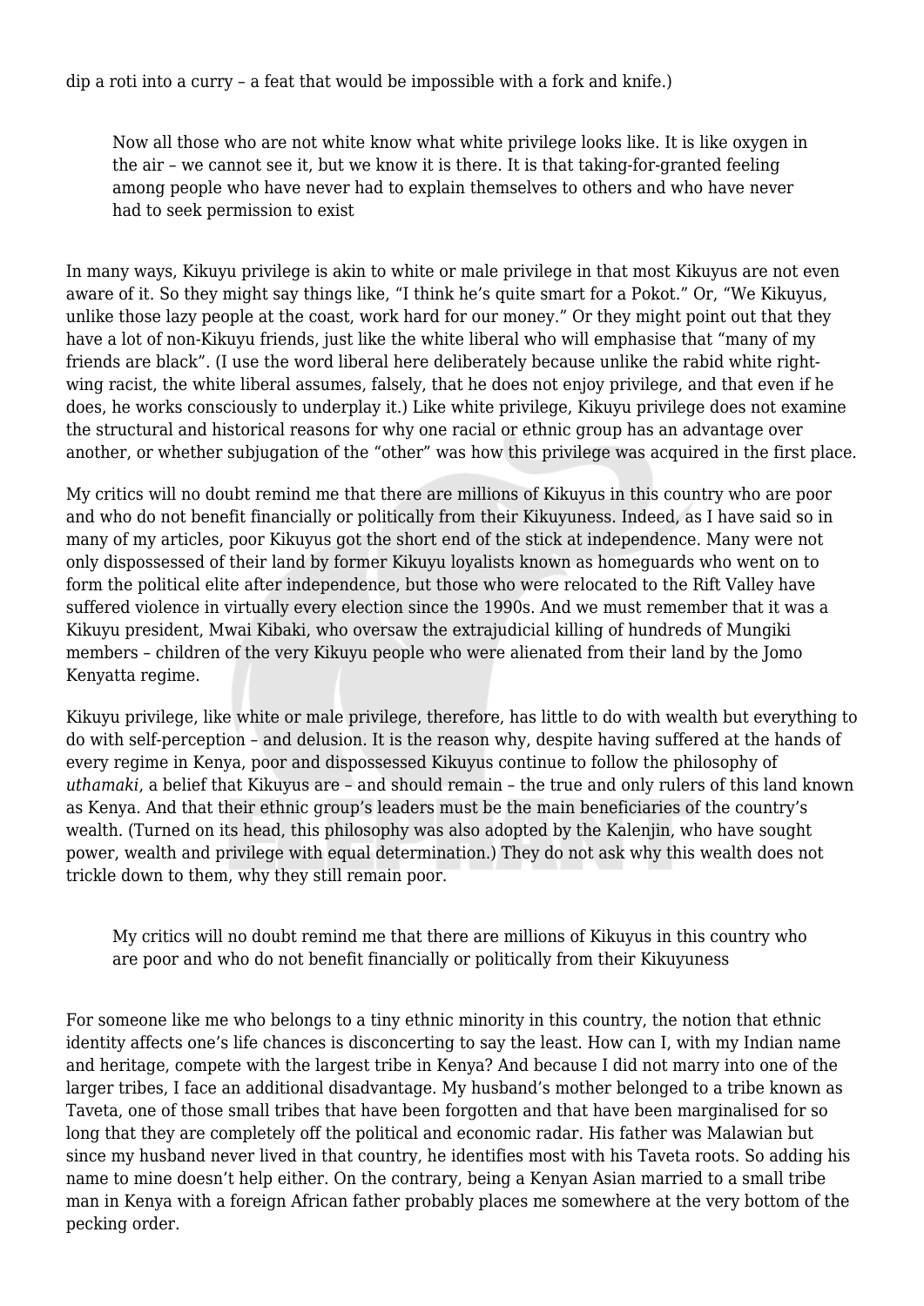dip a roti into a curry – a feat that would be impossible with a fork and knife.)

> Now all those who are not white know what white privilege looks like. It is like oxygen in the air – we cannot see it, but we know it is there. It is that taking-for-granted feeling among people who have never had to explain themselves to others and who have never had to seek permission to exist

In many ways, Kikuyu privilege is akin to white or male privilege in that most Kikuyus are not even aware of it. So they might say things like, "I think he's quite smart for a Pokot." Or, "We Kikuyus, unlike those lazy people at the coast, work hard for our money." Or they might point out that they have a lot of non-Kikuyu friends, just like the white liberal who will emphasise that "many of my friends are black". (I use the word liberal here deliberately because unlike the rabid white right-wing racist, the white liberal assumes, falsely, that he does not enjoy privilege, and that even if he does, he works consciously to underplay it.) Like white privilege, Kikuyu privilege does not examine the structural and historical reasons for why one racial or ethnic group has an advantage over another, or whether subjugation of the "other" was how this privilege was acquired in the first place.

My critics will no doubt remind me that there are millions of Kikuyus in this country who are poor and who do not benefit financially or politically from their Kikuyuness. Indeed, as I have said so in many of my articles, poor Kikuyus got the short end of the stick at independence. Many were not only dispossessed of their land by former Kikuyu loyalists known as homeguards who went on to form the political elite after independence, but those who were relocated to the Rift Valley have suffered violence in virtually every election since the 1990s. And we must remember that it was a Kikuyu president, Mwai Kibaki, who oversaw the extrajudicial killing of hundreds of Mungiki members – children of the very Kikuyu people who were alienated from their land by the Jomo Kenyatta regime.

Kikuyu privilege, like white or male privilege, therefore, has little to do with wealth but everything to do with self-perception – and delusion. It is the reason why, despite having suffered at the hands of every regime in Kenya, poor and dispossessed Kikuyus continue to follow the philosophy of *uthamaki*, a belief that Kikuyus are – and should remain – the true and only rulers of this land known as Kenya. And that their ethnic group's leaders must be the main beneficiaries of the country's wealth. (Turned on its head, this philosophy was also adopted by the Kalenjin, who have sought power, wealth and privilege with equal determination.) They do not ask why this wealth does not trickle down to them, why they still remain poor.

> My critics will no doubt remind me that there are millions of Kikuyus in this country who are poor and who do not benefit financially or politically from their Kikuyuness

For someone like me who belongs to a tiny ethnic minority in this country, the notion that ethnic identity affects one's life chances is disconcerting to say the least. How can I, with my Indian name and heritage, compete with the largest tribe in Kenya? And because I did not marry into one of the larger tribes, I face an additional disadvantage. My husband's mother belonged to a tribe known as Taveta, one of those small tribes that have been forgotten and that have been marginalised for so long that they are completely off the political and economic radar. His father was Malawian but since my husband never lived in that country, he identifies most with his Taveta roots. So adding his name to mine doesn't help either. On the contrary, being a Kenyan Asian married to a small tribe man in Kenya with a foreign African father probably places me somewhere at the very bottom of the pecking order.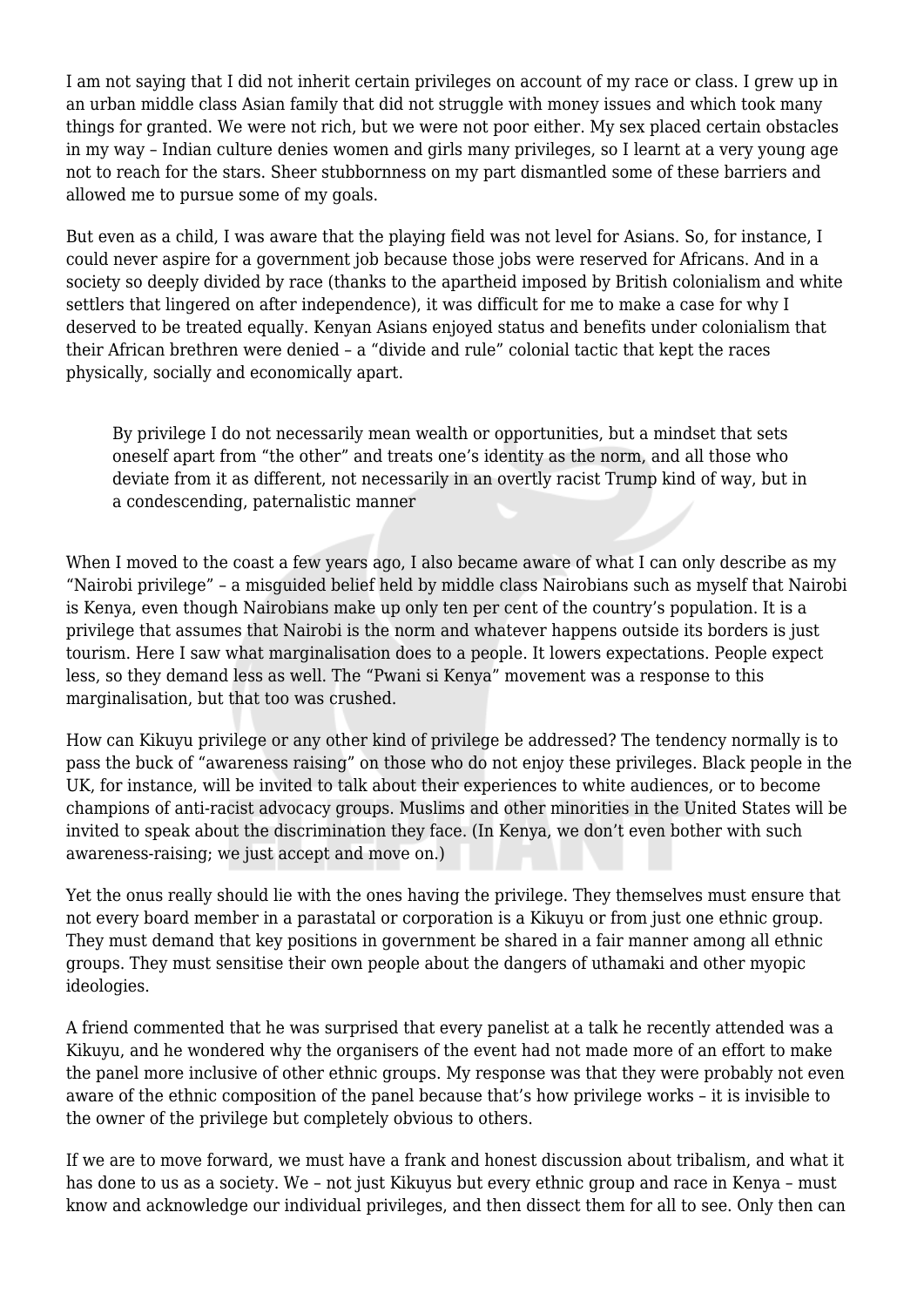I am not saying that I did not inherit certain privileges on account of my race or class. I grew up in an urban middle class Asian family that did not struggle with money issues and which took many things for granted. We were not rich, but we were not poor either. My sex placed certain obstacles in my way – Indian culture denies women and girls many privileges, so I learnt at a very young age not to reach for the stars. Sheer stubbornness on my part dismantled some of these barriers and allowed me to pursue some of my goals.

But even as a child, I was aware that the playing field was not level for Asians. So, for instance, I could never aspire for a government job because those jobs were reserved for Africans. And in a society so deeply divided by race (thanks to the apartheid imposed by British colonialism and white settlers that lingered on after independence), it was difficult for me to make a case for why I deserved to be treated equally. Kenyan Asians enjoyed status and benefits under colonialism that their African brethren were denied – a "divide and rule" colonial tactic that kept the races physically, socially and economically apart.

> By privilege I do not necessarily mean wealth or opportunities, but a mindset that sets oneself apart from "the other" and treats one's identity as the norm, and all those who deviate from it as different, not necessarily in an overtly racist Trump kind of way, but in a condescending, paternalistic manner

When I moved to the coast a few years ago, I also became aware of what I can only describe as my "Nairobi privilege" – a misguided belief held by middle class Nairobians such as myself that Nairobi is Kenya, even though Nairobians make up only ten per cent of the country's population. It is a privilege that assumes that Nairobi is the norm and whatever happens outside its borders is just tourism. Here I saw what marginalisation does to a people. It lowers expectations. People expect less, so they demand less as well. The "Pwani si Kenya" movement was a response to this marginalisation, but that too was crushed.

How can Kikuyu privilege or any other kind of privilege be addressed? The tendency normally is to pass the buck of "awareness raising" on those who do not enjoy these privileges. Black people in the UK, for instance, will be invited to talk about their experiences to white audiences, or to become champions of anti-racist advocacy groups. Muslims and other minorities in the United States will be invited to speak about the discrimination they face. (In Kenya, we don't even bother with such awareness-raising; we just accept and move on.)

Yet the onus really should lie with the ones having the privilege. They themselves must ensure that not every board member in a parastatal or corporation is a Kikuyu or from just one ethnic group. They must demand that key positions in government be shared in a fair manner among all ethnic groups. They must sensitise their own people about the dangers of uthamaki and other myopic ideologies.

A friend commented that he was surprised that every panelist at a talk he recently attended was a Kikuyu, and he wondered why the organisers of the event had not made more of an effort to make the panel more inclusive of other ethnic groups. My response was that they were probably not even aware of the ethnic composition of the panel because that's how privilege works – it is invisible to the owner of the privilege but completely obvious to others.

If we are to move forward, we must have a frank and honest discussion about tribalism, and what it has done to us as a society. We – not just Kikuyus but every ethnic group and race in Kenya – must know and acknowledge our individual privileges, and then dissect them for all to see. Only then can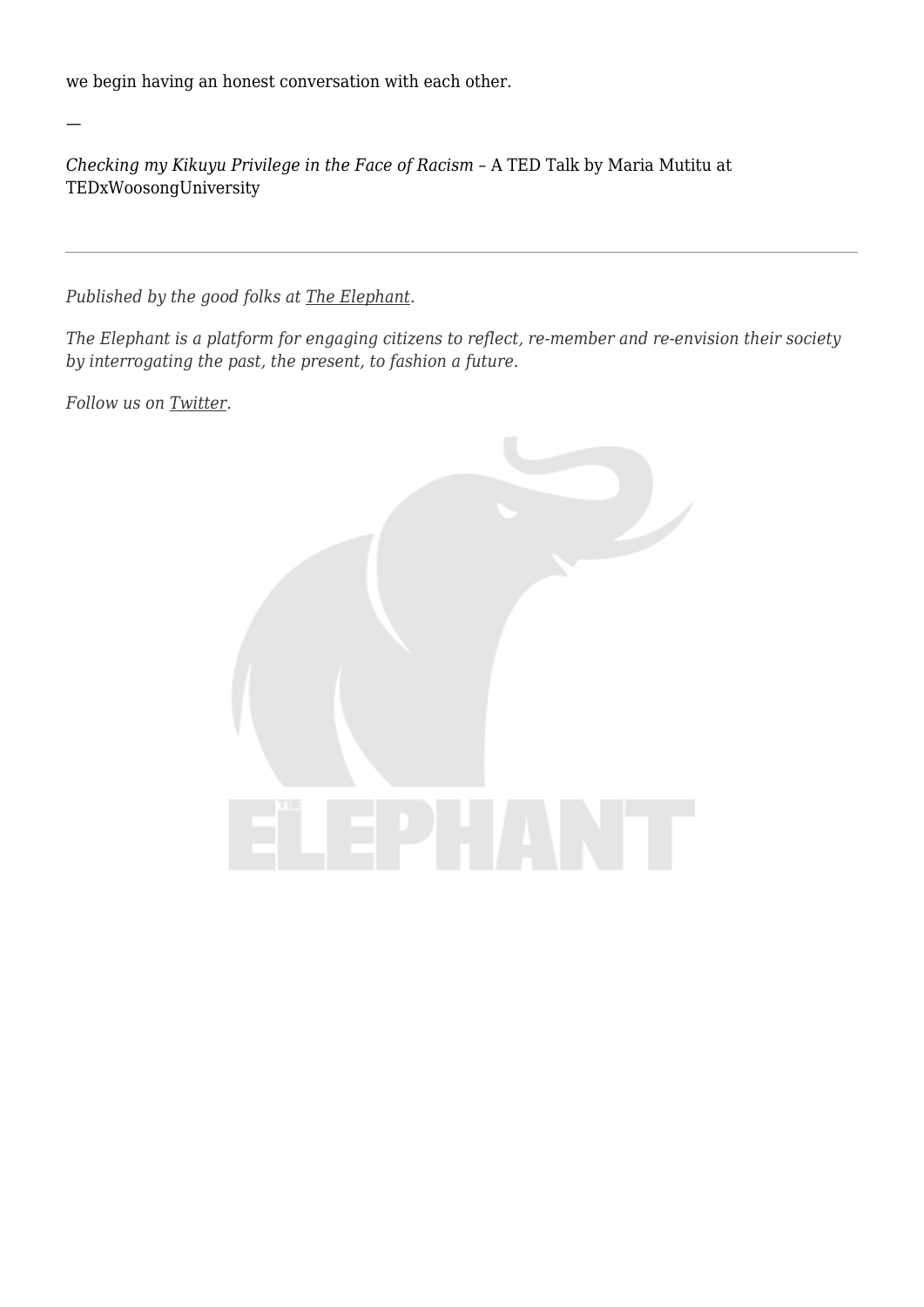we begin having an honest conversation with each other.

—

*Checking my Kikuyu Privilege in the Face of Racism* – A TED Talk by Maria Mutitu at TEDxWoosongUniversity

---

*Published by the good folks at The Elephant.*

*The Elephant is a platform for engaging citizens to reflect, re-member and re-envision their society by interrogating the past, the present, to fashion a future.*

*Follow us on Twitter.*